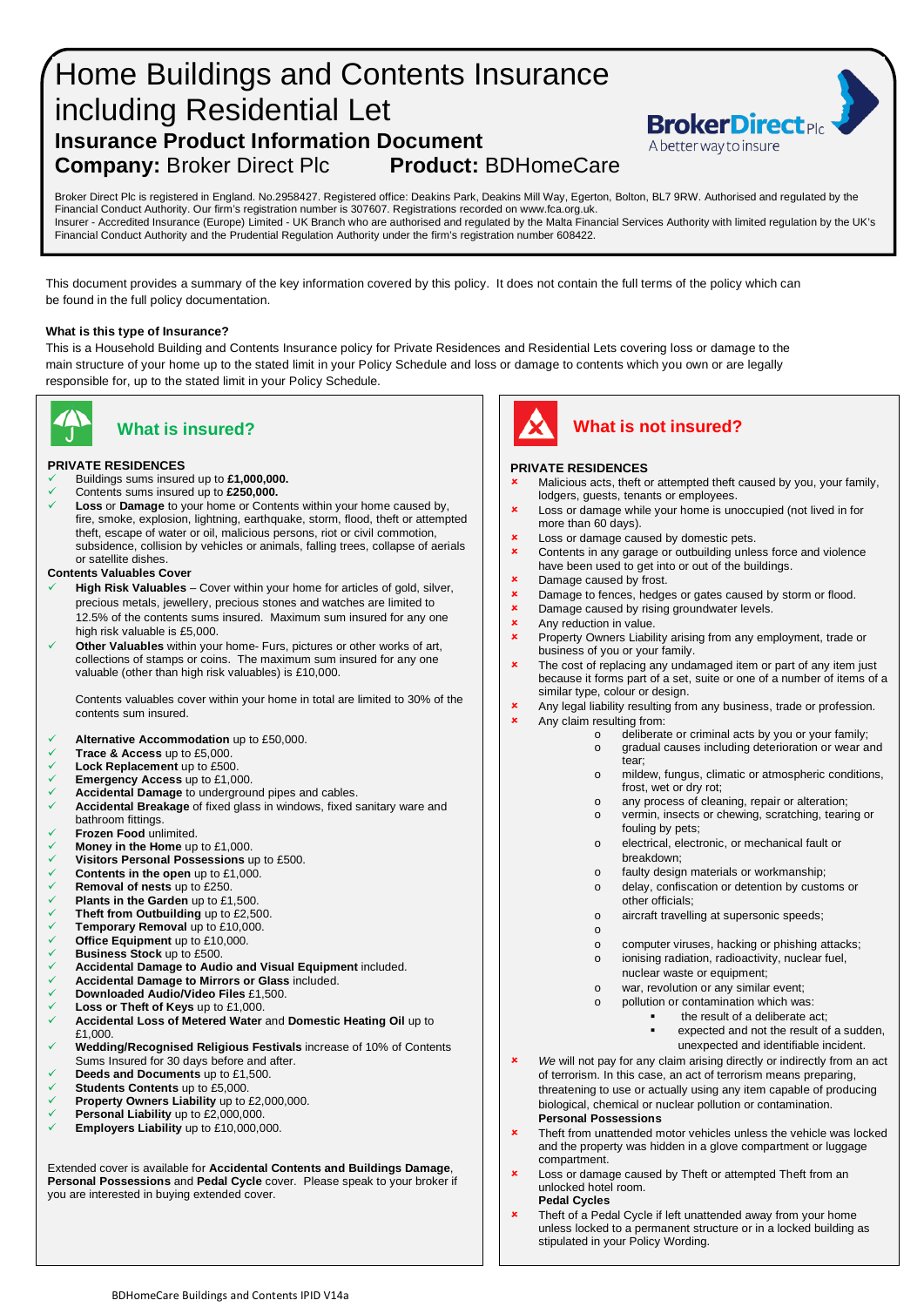# Home Buildings and Contents Insurance including Residential Let

## Insurance Product Information Document

**Company:** Broker Direct Plc **Product:** BDHomeCare

BrokerDirect Plc
A better way to insure

Broker Direct Plc is registered in England. No.2958427. Registered office: Deakins Park, Deakins Mill Way, Egerton, Bolton, BL7 9RW. Authorised and regulated by the Financial Conduct Authority. Our firm's registration number is 307607. Registrations recorded on www.fca.org.uk.
Insurer - Accredited Insurance (Europe) Limited - UK Branch who are authorised and regulated by the Malta Financial Services Authority with limited regulation by the UK's Financial Conduct Authority and the Prudential Regulation Authority under the firm's registration number 608422.

This document provides a summary of the key information covered by this policy. It does not contain the full terms of the policy which can be found in the full policy documentation.

**What is this type of Insurance?**

This is a Household Building and Contents Insurance policy for Private Residences and Residential Lets covering loss or damage to the main structure of your home up to the stated limit in your Policy Schedule and loss or damage to contents which you own or are legally responsible for, up to the stated limit in your Policy Schedule.

## What is insured?

**PRIVATE RESIDENCES**

- ✓ Buildings sums insured up to **£1,000,000.**
- ✓ Contents sums insured up to **£250,000.**
- ✓ **Loss** or **Damage** to your home or Contents within your home caused by, fire, smoke, explosion, lightning, earthquake, storm, flood, theft or attempted theft, escape of water or oil, malicious persons, riot or civil commotion, subsidence, collision by vehicles or animals, falling trees, collapse of aerials or satellite dishes.

**Contents Valuables Cover**

- ✓ **High Risk Valuables** – Cover within your home for articles of gold, silver, precious metals, jewellery, precious stones and watches are limited to 12.5% of the contents sums insured. Maximum sum insured for any one high risk valuable is £5,000.
- ✓ **Other Valuables** within your home- Furs, pictures or other works of art, collections of stamps or coins. The maximum sum insured for any one valuable (other than high risk valuables) is £10,000.

  Contents valuables cover within your home in total are limited to 30% of the contents sum insured.

- ✓ **Alternative Accommodation** up to £50,000.
- ✓ **Trace & Access** up to £5,000.
- ✓ **Lock Replacement** up to £500.
- ✓ **Emergency Access** up to £1,000.
- ✓ **Accidental Damage** to underground pipes and cables.
- ✓ **Accidental Breakage** of fixed glass in windows, fixed sanitary ware and bathroom fittings.
- ✓ **Frozen Food** unlimited.
- ✓ **Money in the Home** up to £1,000.
- ✓ **Visitors Personal Possessions** up to £500.
- ✓ **Contents in the open** up to £1,000.
- ✓ **Removal of nests** up to £250.
- ✓ **Plants in the Garden** up to £1,500.
- ✓ **Theft from Outbuilding** up to £2,500.
- ✓ **Temporary Removal** up to £10,000.
- ✓ **Office Equipment** up to £10,000.
- ✓ **Business Stock** up to £500.
- ✓ **Accidental Damage to Audio and Visual Equipment** included.
- ✓ **Accidental Damage to Mirrors or Glass** included.
- ✓ **Downloaded Audio/Video Files** £1,500.
- ✓ **Loss or Theft of Keys** up to £1,000.
- ✓ **Accidental Loss of Metered Water** and **Domestic Heating Oil** up to £1,000.
- ✓ **Wedding/Recognised Religious Festivals** increase of 10% of Contents Sums Insured for 30 days before and after.
- ✓ **Deeds and Documents** up to £1,500.
- ✓ **Students Contents** up to £5,000.
- ✓ **Property Owners Liability** up to £2,000,000.
- ✓ **Personal Liability** up to £2,000,000.
- ✓ **Employers Liability** up to £10,000,000.

Extended cover is available for **Accidental Contents and Buildings Damage**, **Personal Possessions** and **Pedal Cycle** cover. Please speak to your broker if you are interested in buying extended cover.

## What is not insured?

**PRIVATE RESIDENCES**

- ✗ Malicious acts, theft or attempted theft caused by you, your family, lodgers, guests, tenants or employees.
- ✗ Loss or damage while your home is unoccupied (not lived in for more than 60 days).
- ✗ Loss or damage caused by domestic pets.
- ✗ Contents in any garage or outbuilding unless force and violence have been used to get into or out of the buildings.
- ✗ Damage caused by frost.
- ✗ Damage to fences, hedges or gates caused by storm or flood.
- ✗ Damage caused by rising groundwater levels.
- ✗ Any reduction in value.
- ✗ Property Owners Liability arising from any employment, trade or business of you or your family.
- ✗ The cost of replacing any undamaged item or part of any item just because it forms part of a set, suite or one of a number of items of a similar type, colour or design.
- ✗ Any legal liability resulting from any business, trade or profession.
- ✗ Any claim resulting from:
  - o deliberate or criminal acts by you or your family;
  - o gradual causes including deterioration or wear and tear;
  - o mildew, fungus, climatic or atmospheric conditions, frost, wet or dry rot;
  - o any process of cleaning, repair or alteration;
  - o vermin, insects or chewing, scratching, tearing or fouling by pets;
  - o electrical, electronic, or mechanical fault or breakdown;
  - o faulty design materials or workmanship;
  - o delay, confiscation or detention by customs or other officials;
  - o aircraft travelling at supersonic speeds;
  - o
  - o computer viruses, hacking or phishing attacks;
  - o ionising radiation, radioactivity, nuclear fuel, nuclear waste or equipment;
  - o war, revolution or any similar event;
  - o pollution or contamination which was:
    - ▪ the result of a deliberate act;
    - ▪ expected and not the result of a sudden, unexpected and identifiable incident.
- ✗ *We* will not pay for any claim arising directly or indirectly from an act of terrorism. In this case, an act of terrorism means preparing, threatening to use or actually using any item capable of producing biological, chemical or nuclear pollution or contamination.

**Personal Possessions**

- ✗ Theft from unattended motor vehicles unless the vehicle was locked and the property was hidden in a glove compartment or luggage compartment.
- ✗ Loss or damage caused by Theft or attempted Theft from an unlocked hotel room.

**Pedal Cycles**

- ✗ Theft of a Pedal Cycle if left unattended away from your home unless locked to a permanent structure or in a locked building as stipulated in your Policy Wording.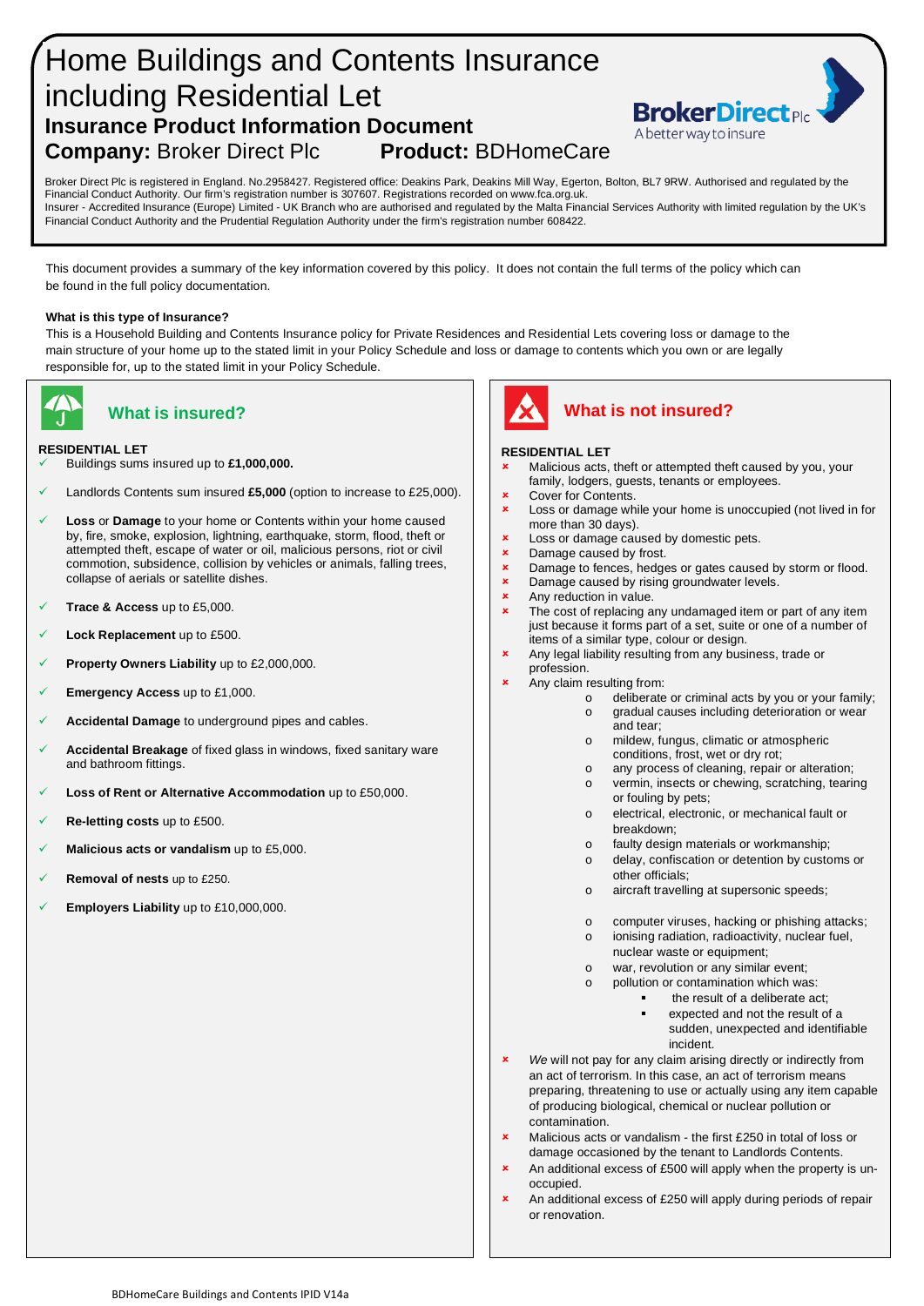# Home Buildings and Contents Insurance including Residential Let

## Insurance Product Information Document

**Company:** Broker Direct Plc **Product:** BDHomeCare

Broker Direct Plc is registered in England. No.2958427. Registered office: Deakins Park, Deakins Mill Way, Egerton, Bolton, BL7 9RW. Authorised and regulated by the Financial Conduct Authority. Our firm's registration number is 307607. Registrations recorded on www.fca.org.uk.
Insurer - Accredited Insurance (Europe) Limited - UK Branch who are authorised and regulated by the Malta Financial Services Authority with limited regulation by the UK's Financial Conduct Authority and the Prudential Regulation Authority under the firm's registration number 608422.

This document provides a summary of the key information covered by this policy. It does not contain the full terms of the policy which can be found in the full policy documentation.

**What is this type of Insurance?**
This is a Household Building and Contents Insurance policy for Private Residences and Residential Lets covering loss or damage to the main structure of your home up to the stated limit in your Policy Schedule and loss or damage to contents which you own or are legally responsible for, up to the stated limit in your Policy Schedule.

## What is insured?

**RESIDENTIAL LET**

- ✓ Buildings sums insured up to **£1,000,000.**
- ✓ Landlords Contents sum insured **£5,000** (option to increase to £25,000).
- ✓ **Loss** or **Damage** to your home or Contents within your home caused by, fire, smoke, explosion, lightning, earthquake, storm, flood, theft or attempted theft, escape of water or oil, malicious persons, riot or civil commotion, subsidence, collision by vehicles or animals, falling trees, collapse of aerials or satellite dishes.
- ✓ **Trace & Access** up to £5,000.
- ✓ **Lock Replacement** up to £500.
- ✓ **Property Owners Liability** up to £2,000,000.
- ✓ **Emergency Access** up to £1,000.
- ✓ **Accidental Damage** to underground pipes and cables.
- ✓ **Accidental Breakage** of fixed glass in windows, fixed sanitary ware and bathroom fittings.
- ✓ **Loss of Rent or Alternative Accommodation** up to £50,000.
- ✓ **Re-letting costs** up to £500.
- ✓ **Malicious acts or vandalism** up to £5,000.
- ✓ **Removal of nests** up to £250.
- ✓ **Employers Liability** up to £10,000,000.

## What is not insured?

**RESIDENTIAL LET**

- × Malicious acts, theft or attempted theft caused by you, your family, lodgers, guests, tenants or employees.
- × Cover for Contents.
- × Loss or damage while your home is unoccupied (not lived in for more than 30 days).
- × Loss or damage caused by domestic pets.
- × Damage caused by frost.
- × Damage to fences, hedges or gates caused by storm or flood.
- × Damage caused by rising groundwater levels.
- × Any reduction in value.
- × The cost of replacing any undamaged item or part of any item just because it forms part of a set, suite or one of a number of items of a similar type, colour or design.
- × Any legal liability resulting from any business, trade or profession.
- × Any claim resulting from:
  - o deliberate or criminal acts by you or your family;
  - o gradual causes including deterioration or wear and tear;
  - o mildew, fungus, climatic or atmospheric conditions, frost, wet or dry rot;
  - o any process of cleaning, repair or alteration;
  - o vermin, insects or chewing, scratching, tearing or fouling by pets;
  - o electrical, electronic, or mechanical fault or breakdown;
  - o faulty design materials or workmanship;
  - o delay, confiscation or detention by customs or other officials;
  - o aircraft travelling at supersonic speeds;
  - o computer viruses, hacking or phishing attacks;
  - o ionising radiation, radioactivity, nuclear fuel, nuclear waste or equipment;
  - o war, revolution or any similar event;
  - o pollution or contamination which was:
    - ▪ the result of a deliberate act;
    - ▪ expected and not the result of a sudden, unexpected and identifiable incident.
- × *We* will not pay for any claim arising directly or indirectly from an act of terrorism. In this case, an act of terrorism means preparing, threatening to use or actually using any item capable of producing biological, chemical or nuclear pollution or contamination.
- × Malicious acts or vandalism - the first £250 in total of loss or damage occasioned by the tenant to Landlords Contents.
- × An additional excess of £500 will apply when the property is un-occupied.
- × An additional excess of £250 will apply during periods of repair or renovation.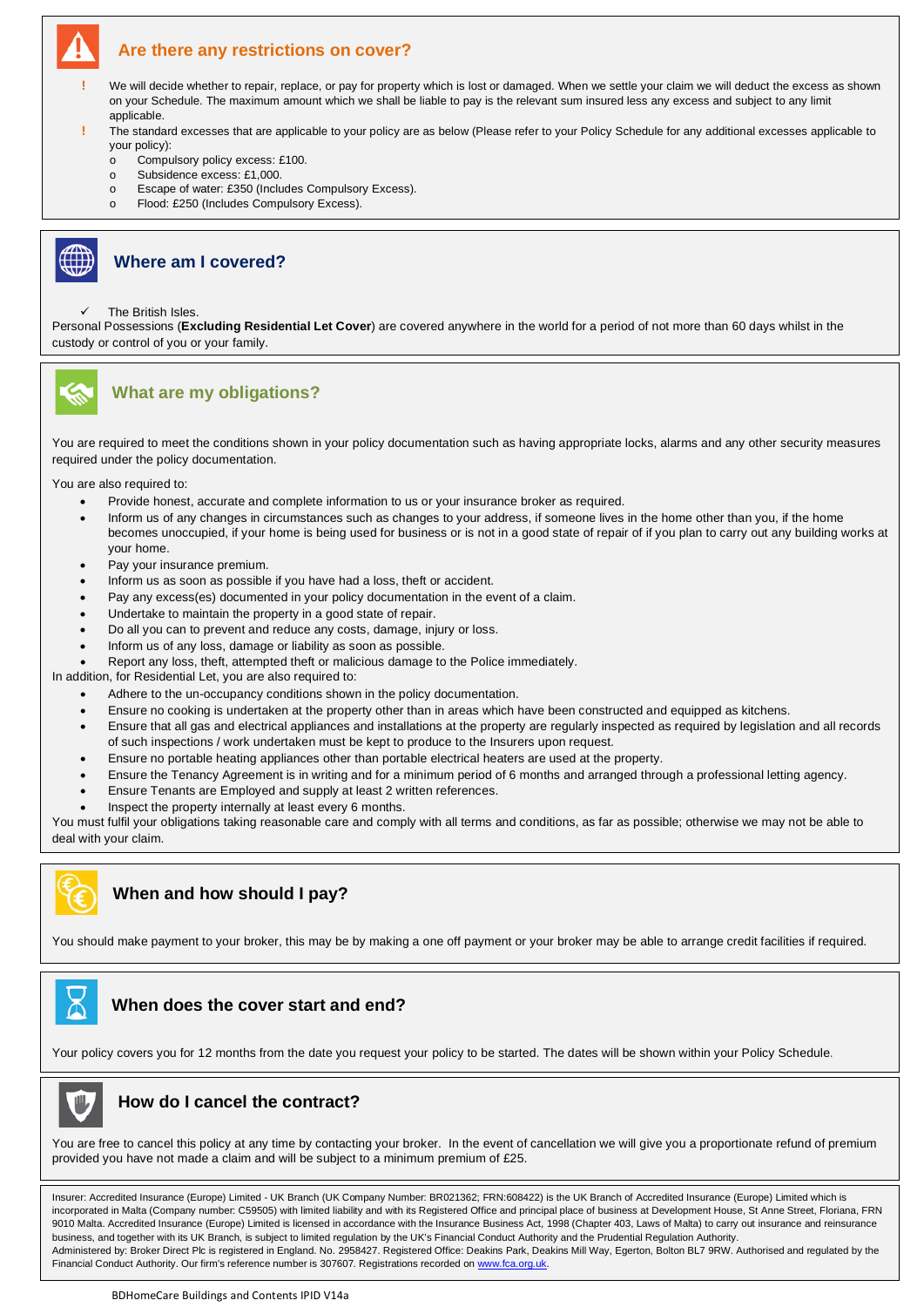## Are there any restrictions on cover?

- ! We will decide whether to repair, replace, or pay for property which is lost or damaged. When we settle your claim we will deduct the excess as shown on your Schedule. The maximum amount which we shall be liable to pay is the relevant sum insured less any excess and subject to any limit applicable.
- ! The standard excesses that are applicable to your policy are as below (Please refer to your Policy Schedule for any additional excesses applicable to your policy):
  - Compulsory policy excess: £100.
  - Subsidence excess: £1,000.
  - Escape of water: £350 (Includes Compulsory Excess).
  - Flood: £250 (Includes Compulsory Excess).

## Where am I covered?

✓ The British Isles.

Personal Possessions (**Excluding Residential Let Cover**) are covered anywhere in the world for a period of not more than 60 days whilst in the custody or control of you or your family.

## What are my obligations?

You are required to meet the conditions shown in your policy documentation such as having appropriate locks, alarms and any other security measures required under the policy documentation.

You are also required to:

- Provide honest, accurate and complete information to us or your insurance broker as required.
- Inform us of any changes in circumstances such as changes to your address, if someone lives in the home other than you, if the home becomes unoccupied, if your home is being used for business or is not in a good state of repair of if you plan to carry out any building works at your home.
- Pay your insurance premium.
- Inform us as soon as possible if you have had a loss, theft or accident.
- Pay any excess(es) documented in your policy documentation in the event of a claim.
- Undertake to maintain the property in a good state of repair.
- Do all you can to prevent and reduce any costs, damage, injury or loss.
- Inform us of any loss, damage or liability as soon as possible.
- Report any loss, theft, attempted theft or malicious damage to the Police immediately.

In addition, for Residential Let, you are also required to:

- Adhere to the un-occupancy conditions shown in the policy documentation.
- Ensure no cooking is undertaken at the property other than in areas which have been constructed and equipped as kitchens.
- Ensure that all gas and electrical appliances and installations at the property are regularly inspected as required by legislation and all records of such inspections / work undertaken must be kept to produce to the Insurers upon request.
- Ensure no portable heating appliances other than portable electrical heaters are used at the property.
- Ensure the Tenancy Agreement is in writing and for a minimum period of 6 months and arranged through a professional letting agency.
- Ensure Tenants are Employed and supply at least 2 written references.
- Inspect the property internally at least every 6 months.

You must fulfil your obligations taking reasonable care and comply with all terms and conditions, as far as possible; otherwise we may not be able to deal with your claim.

## When and how should I pay?

You should make payment to your broker, this may be by making a one off payment or your broker may be able to arrange credit facilities if required.

## When does the cover start and end?

Your policy covers you for 12 months from the date you request your policy to be started. The dates will be shown within your Policy Schedule.

## How do I cancel the contract?

You are free to cancel this policy at any time by contacting your broker. In the event of cancellation we will give you a proportionate refund of premium provided you have not made a claim and will be subject to a minimum premium of £25.

Insurer: Accredited Insurance (Europe) Limited - UK Branch (UK Company Number: BR021362; FRN:608422) is the UK Branch of Accredited Insurance (Europe) Limited which is incorporated in Malta (Company number: C59505) with limited liability and with its Registered Office and principal place of business at Development House, St Anne Street, Floriana, FRN 9010 Malta. Accredited Insurance (Europe) Limited is licensed in accordance with the Insurance Business Act, 1998 (Chapter 403, Laws of Malta) to carry out insurance and reinsurance business, and together with its UK Branch, is subject to limited regulation by the UK's Financial Conduct Authority and the Prudential Regulation Authority.
Administered by: Broker Direct Plc is registered in England. No. 2958427. Registered Office: Deakins Park, Deakins Mill Way, Egerton, Bolton BL7 9RW. Authorised and regulated by the Financial Conduct Authority. Our firm's reference number is 307607. Registrations recorded on www.fca.org.uk.

BDHomeCare Buildings and Contents IPID V14a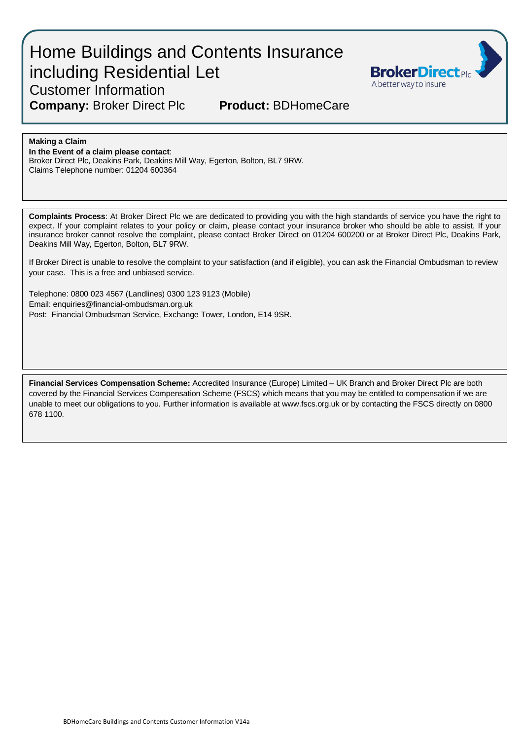# Home Buildings and Contents Insurance including Residential Let

## Customer Information

**Company:** Broker Direct Plc **Product:** BDHomeCare

**Making a Claim**

**In the Event of a claim please contact**:
Broker Direct Plc, Deakins Park, Deakins Mill Way, Egerton, Bolton, BL7 9RW.
Claims Telephone number: 01204 600364

**Complaints Process**: At Broker Direct Plc we are dedicated to providing you with the high standards of service you have the right to expect. If your complaint relates to your policy or claim, please contact your insurance broker who should be able to assist. If your insurance broker cannot resolve the complaint, please contact Broker Direct on 01204 600200 or at Broker Direct Plc, Deakins Park, Deakins Mill Way, Egerton, Bolton, BL7 9RW.

If Broker Direct is unable to resolve the complaint to your satisfaction (and if eligible), you can ask the Financial Ombudsman to review your case. This is a free and unbiased service.

Telephone: 0800 023 4567 (Landlines) 0300 123 9123 (Mobile)
Email: enquiries@financial-ombudsman.org.uk
Post: Financial Ombudsman Service, Exchange Tower, London, E14 9SR.

**Financial Services Compensation Scheme:** Accredited Insurance (Europe) Limited – UK Branch and Broker Direct Plc are both covered by the Financial Services Compensation Scheme (FSCS) which means that you may be entitled to compensation if we are unable to meet our obligations to you. Further information is available at www.fscs.org.uk or by contacting the FSCS directly on 0800 678 1100.